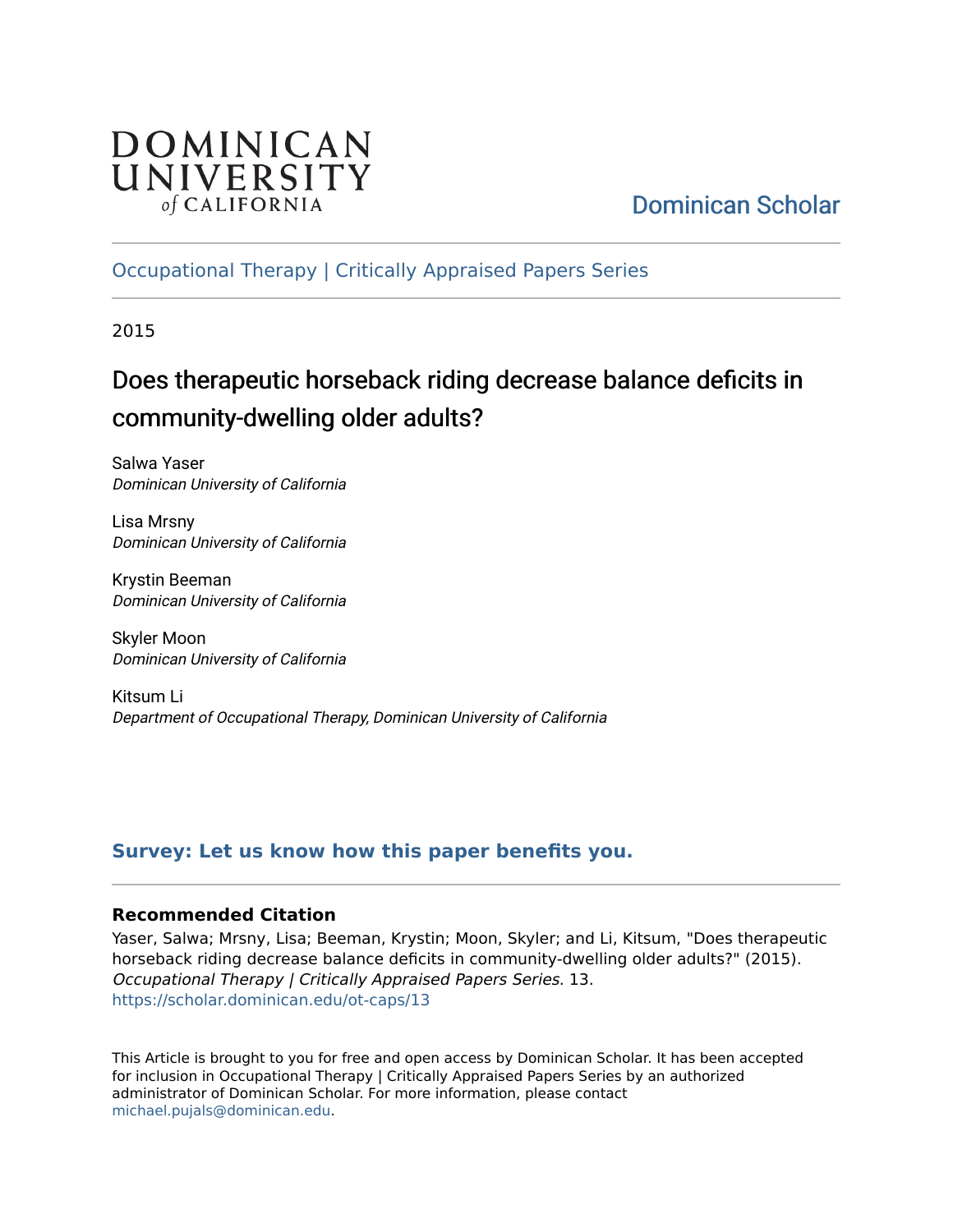DOMINICAN UNIVERSITY *of* CALIFORNIA

Dominican Scholar

Occupational Therapy | Critically Appraised Papers Series

2015

# Does therapeutic horseback riding decrease balance deficits in community-dwelling older adults?

Salwa Yaser
*Dominican University of California*

Lisa Mrsny
*Dominican University of California*

Krystin Beeman
*Dominican University of California*

Skyler Moon
*Dominican University of California*

Kitsum Li
*Department of Occupational Therapy, Dominican University of California*

**Survey: Let us know how this paper benefits you.**

### Recommended Citation

Yaser, Salwa; Mrsny, Lisa; Beeman, Krystin; Moon, Skyler; and Li, Kitsum, "Does therapeutic horseback riding decrease balance deficits in community-dwelling older adults?" (2015). *Occupational Therapy | Critically Appraised Papers Series*. 13.
https://scholar.dominican.edu/ot-caps/13

This Article is brought to you for free and open access by Dominican Scholar. It has been accepted for inclusion in Occupational Therapy | Critically Appraised Papers Series by an authorized administrator of Dominican Scholar. For more information, please contact michael.pujals@dominican.edu.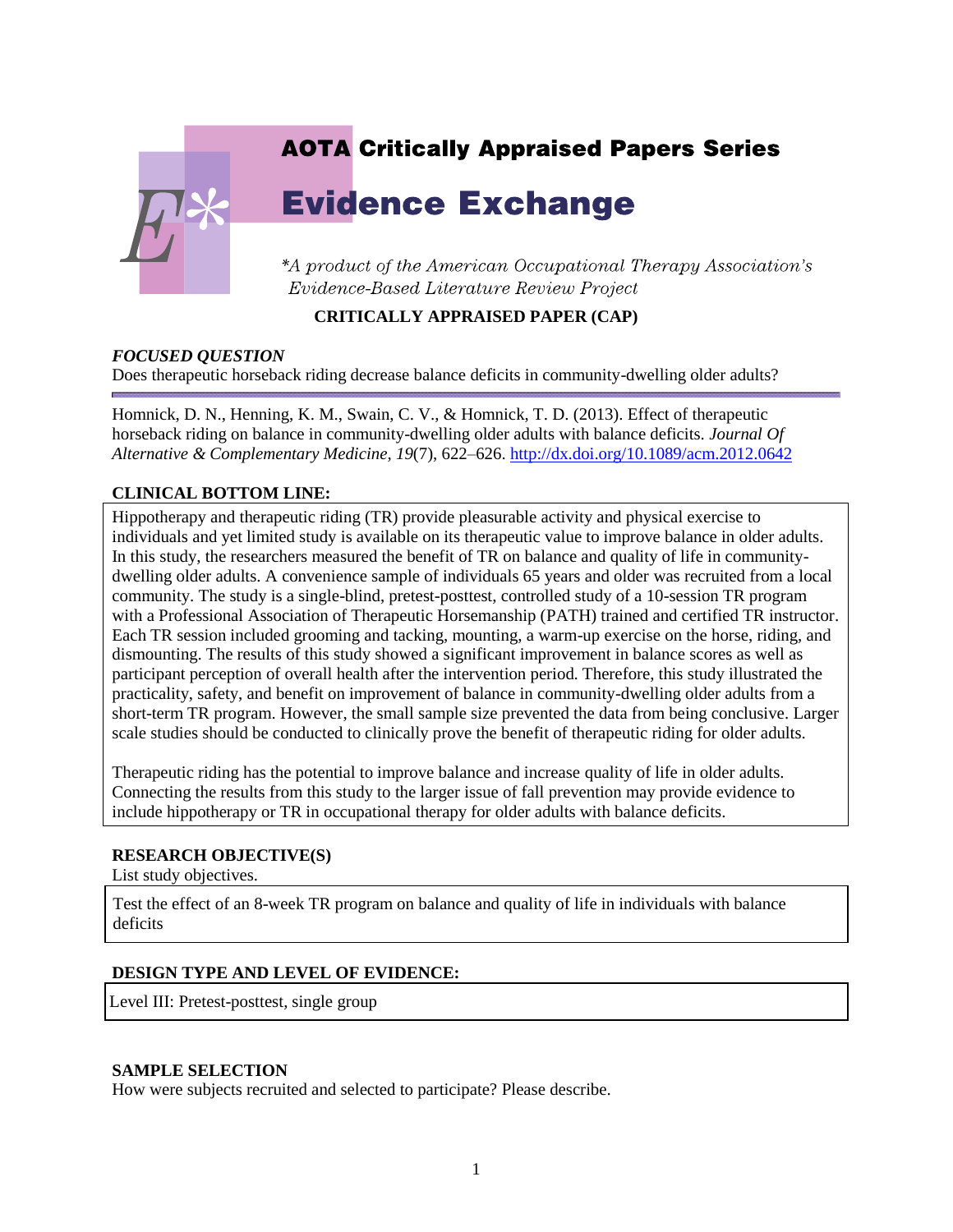# AOTA Critically Appraised Papers Series

# Evidence Exchange

*\*A product of the American Occupational Therapy Association's Evidence-Based Literature Review Project*

**CRITICALLY APPRAISED PAPER (CAP)**

### *FOCUSED QUESTION*

Does therapeutic horseback riding decrease balance deficits in community-dwelling older adults?

---

Homnick, D. N., Henning, K. M., Swain, C. V., & Homnick, T. D. (2013). Effect of therapeutic horseback riding on balance in community-dwelling older adults with balance deficits. *Journal Of Alternative & Complementary Medicine*, *19*(7), 622–626. http://dx.doi.org/10.1089/acm.2012.0642

### CLINICAL BOTTOM LINE:

Hippotherapy and therapeutic riding (TR) provide pleasurable activity and physical exercise to individuals and yet limited study is available on its therapeutic value to improve balance in older adults. In this study, the researchers measured the benefit of TR on balance and quality of life in community-dwelling older adults. A convenience sample of individuals 65 years and older was recruited from a local community. The study is a single-blind, pretest-posttest, controlled study of a 10-session TR program with a Professional Association of Therapeutic Horsemanship (PATH) trained and certified TR instructor. Each TR session included grooming and tacking, mounting, a warm-up exercise on the horse, riding, and dismounting. The results of this study showed a significant improvement in balance scores as well as participant perception of overall health after the intervention period. Therefore, this study illustrated the practicality, safety, and benefit on improvement of balance in community-dwelling older adults from a short-term TR program. However, the small sample size prevented the data from being conclusive. Larger scale studies should be conducted to clinically prove the benefit of therapeutic riding for older adults.

Therapeutic riding has the potential to improve balance and increase quality of life in older adults. Connecting the results from this study to the larger issue of fall prevention may provide evidence to include hippotherapy or TR in occupational therapy for older adults with balance deficits.

### RESEARCH OBJECTIVE(S)

List study objectives.

Test the effect of an 8-week TR program on balance and quality of life in individuals with balance deficits

### DESIGN TYPE AND LEVEL OF EVIDENCE:

Level III: Pretest-posttest, single group

### SAMPLE SELECTION

How were subjects recruited and selected to participate? Please describe.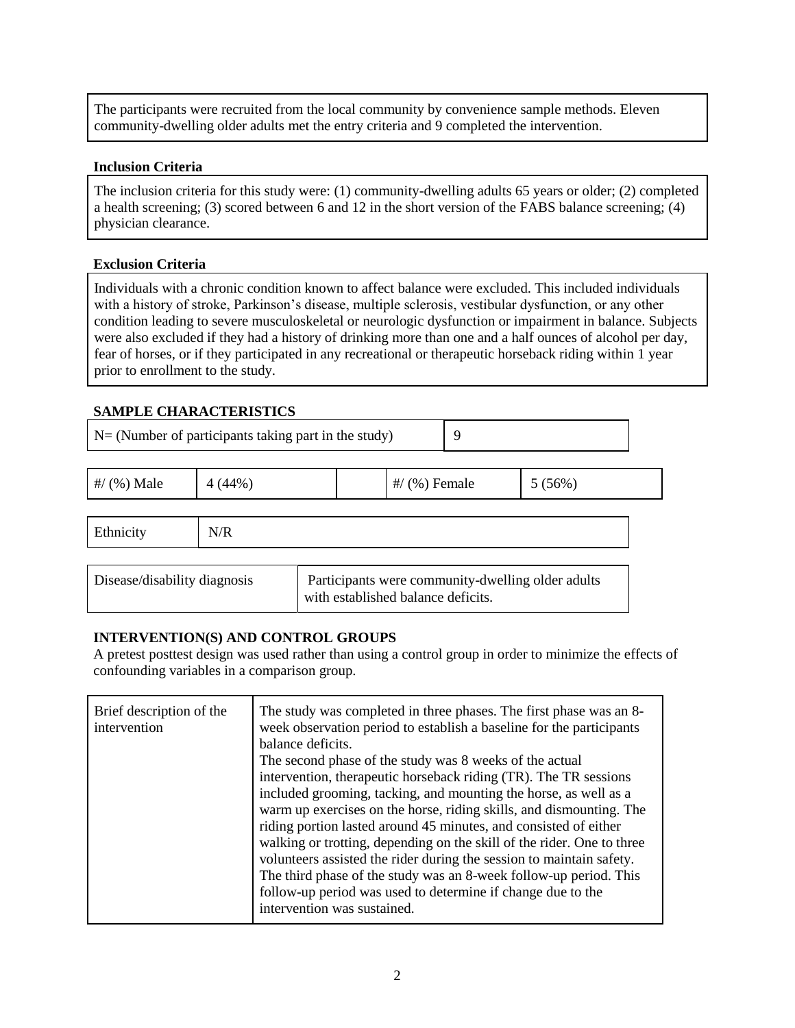The participants were recruited from the local community by convenience sample methods. Eleven community-dwelling older adults met the entry criteria and 9 completed the intervention.

**Inclusion Criteria**

The inclusion criteria for this study were: (1) community-dwelling adults 65 years or older; (2) completed a health screening; (3) scored between 6 and 12 in the short version of the FABS balance screening; (4) physician clearance.

**Exclusion Criteria**

Individuals with a chronic condition known to affect balance were excluded. This included individuals with a history of stroke, Parkinson's disease, multiple sclerosis, vestibular dysfunction, or any other condition leading to severe musculoskeletal or neurologic dysfunction or impairment in balance. Subjects were also excluded if they had a history of drinking more than one and a half ounces of alcohol per day, fear of horses, or if they participated in any recreational or therapeutic horseback riding within 1 year prior to enrollment to the study.

## SAMPLE CHARACTERISTICS

| N= (Number of participants taking part in the study) | 9 |
|---|---|

| #/ (%) Male | 4 (44%) | | #/ (%) Female | 5 (56%) |
|---|---|---|---|---|

| Ethnicity | N/R |
|---|---|

| Disease/disability diagnosis | Participants were community-dwelling older adults with established balance deficits. |
|---|---|

## INTERVENTION(S) AND CONTROL GROUPS

A pretest posttest design was used rather than using a control group in order to minimize the effects of confounding variables in a comparison group.

| Brief description of the intervention | The study was completed in three phases. The first phase was an 8-week observation period to establish a baseline for the participants balance deficits. The second phase of the study was 8 weeks of the actual intervention, therapeutic horseback riding (TR). The TR sessions included grooming, tacking, and mounting the horse, as well as a warm up exercises on the horse, riding skills, and dismounting. The riding portion lasted around 45 minutes, and consisted of either walking or trotting, depending on the skill of the rider. One to three volunteers assisted the rider during the session to maintain safety. The third phase of the study was an 8-week follow-up period. This follow-up period was used to determine if change due to the intervention was sustained. |
|---|---|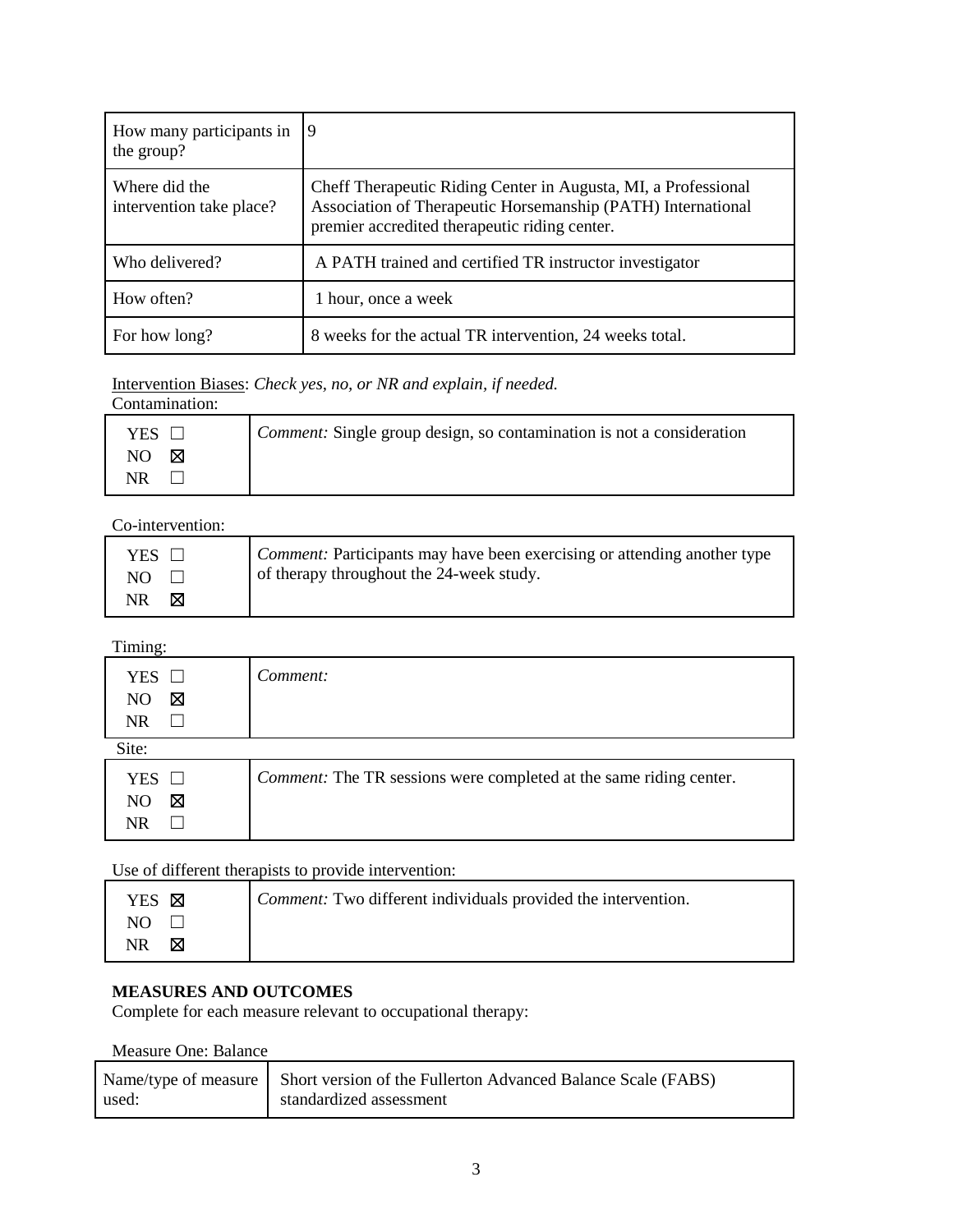| How many participants in the group? | 9 |
|---|---|
| Where did the intervention take place? | Cheff Therapeutic Riding Center in Augusta, MI, a Professional Association of Therapeutic Horsemanship (PATH) International premier accredited therapeutic riding center. |
| Who delivered? | A PATH trained and certified TR instructor investigator |
| How often? | 1 hour, once a week |
| For how long? | 8 weeks for the actual TR intervention, 24 weeks total. |

<u>Intervention Biases</u>: *Check yes, no, or NR and explain, if needed.*

Contamination:

| YES ☐ NO ☒ NR ☐ | *Comment:* Single group design, so contamination is not a consideration |
|---|---|

Co-intervention:

| YES ☐ NO ☐ NR ☒ | *Comment:* Participants may have been exercising or attending another type of therapy throughout the 24-week study. |
|---|---|

Timing:

| YES ☐ NO ☒ NR ☐ | *Comment:* |
|---|---|

Site:

| YES ☐ NO ☒ NR ☐ | *Comment:* The TR sessions were completed at the same riding center. |
|---|---|

Use of different therapists to provide intervention:

| YES ☒ NO ☐ NR ☒ | *Comment:* Two different individuals provided the intervention. |
|---|---|

**MEASURES AND OUTCOMES**

Complete for each measure relevant to occupational therapy:

Measure One: Balance

| Name/type of measure used: | Short version of the Fullerton Advanced Balance Scale (FABS) standardized assessment |
|---|---|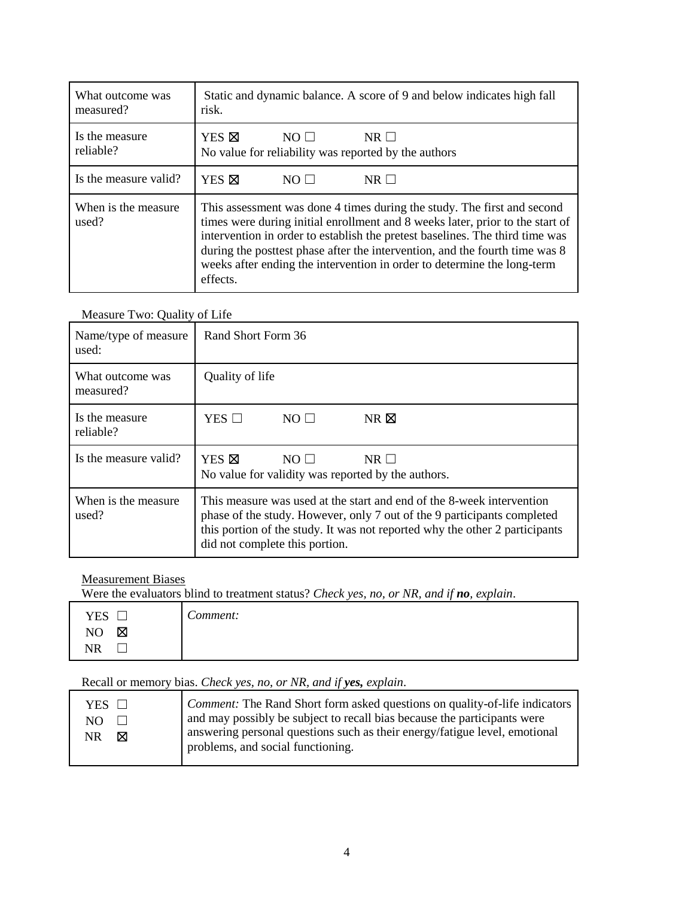| What outcome was measured? | Static and dynamic balance. A score of 9 and below indicates high fall risk. |
|---|---|
| Is the measure reliable? | YES ☒ NO ☐ NR ☐<br>No value for reliability was reported by the authors |
| Is the measure valid? | YES ☒ NO ☐ NR ☐ |
| When is the measure used? | This assessment was done 4 times during the study. The first and second times were during initial enrollment and 8 weeks later, prior to the start of intervention in order to establish the pretest baselines. The third time was during the posttest phase after the intervention, and the fourth time was 8 weeks after ending the intervention in order to determine the long-term effects. |

Measure Two: Quality of Life

| Name/type of measure used: | Rand Short Form 36 |
|---|---|
| What outcome was measured? | Quality of life |
| Is the measure reliable? | YES ☐ NO ☐ NR ☒ |
| Is the measure valid? | YES ☒ NO ☐ NR ☐<br>No value for validity was reported by the authors. |
| When is the measure used? | This measure was used at the start and end of the 8-week intervention phase of the study. However, only 7 out of the 9 participants completed this portion of the study. It was not reported why the other 2 participants did not complete this portion. |

<u>Measurement Biases</u>

Were the evaluators blind to treatment status? *Check yes, no, or NR, and if **no**, explain*.

| YES ☐<br>NO ☒<br>NR ☐ | *Comment:* |
|---|---|

Recall or memory bias. *Check yes, no, or NR, and if **yes,** explain*.

| YES ☐<br>NO ☐<br>NR ☒ | *Comment:* The Rand Short form asked questions on quality-of-life indicators and may possibly be subject to recall bias because the participants were answering personal questions such as their energy/fatigue level, emotional problems, and social functioning. |
|---|---|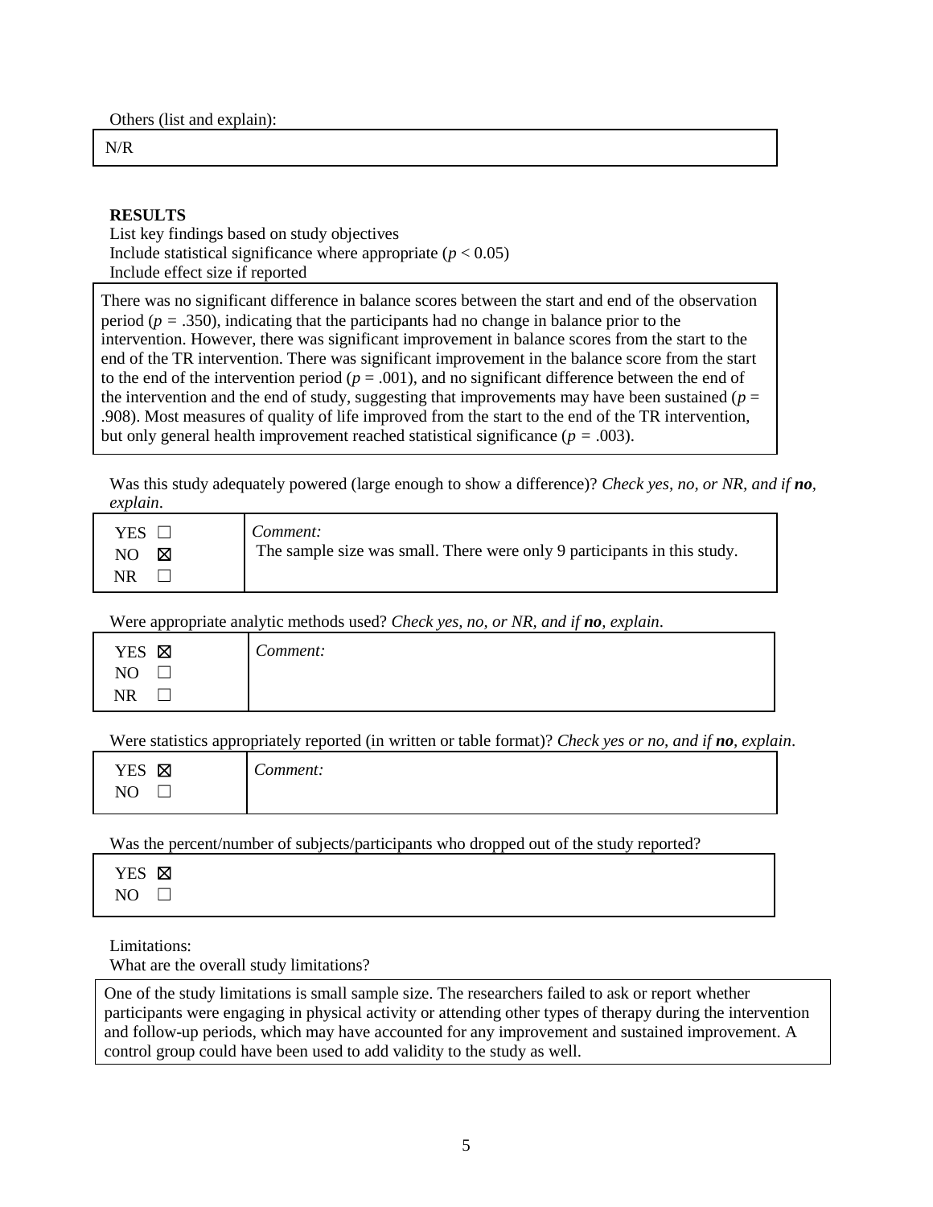Others (list and explain):

| N/R |
|---|

**RESULTS**

List key findings based on study objectives
Include statistical significance where appropriate ($p < 0.05$)
Include effect size if reported

| There was no significant difference in balance scores between the start and end of the observation period ($p$ = .350), indicating that the participants had no change in balance prior to the intervention. However, there was significant improvement in balance scores from the start to the end of the TR intervention. There was significant improvement in the balance score from the start to the end of the intervention period ($p$ = .001), and no significant difference between the end of the intervention and the end of study, suggesting that improvements may have been sustained ($p$ = .908). Most measures of quality of life improved from the start to the end of the TR intervention, but only general health improvement reached statistical significance ($p$ = .003). |
|---|

Was this study adequately powered (large enough to show a difference)? *Check yes, no, or NR, and if **no**, explain.*

| | |
|---|---|
| YES ☐<br>NO ☒<br>NR ☐ | *Comment:*<br>The sample size was small. There were only 9 participants in this study. |

Were appropriate analytic methods used? *Check yes, no, or NR, and if **no**, explain.*

| | |
|---|---|
| YES ☒<br>NO ☐<br>NR ☐ | *Comment:* |

Were statistics appropriately reported (in written or table format)? *Check yes or no, and if **no**, explain.*

| | |
|---|---|
| YES ☒<br>NO ☐ | *Comment:* |

Was the percent/number of subjects/participants who dropped out of the study reported?

| YES ☒<br>NO ☐ |
|---|

Limitations:
What are the overall study limitations?

| One of the study limitations is small sample size. The researchers failed to ask or report whether participants were engaging in physical activity or attending other types of therapy during the intervention and follow-up periods, which may have accounted for any improvement and sustained improvement. A control group could have been used to add validity to the study as well. |
|---|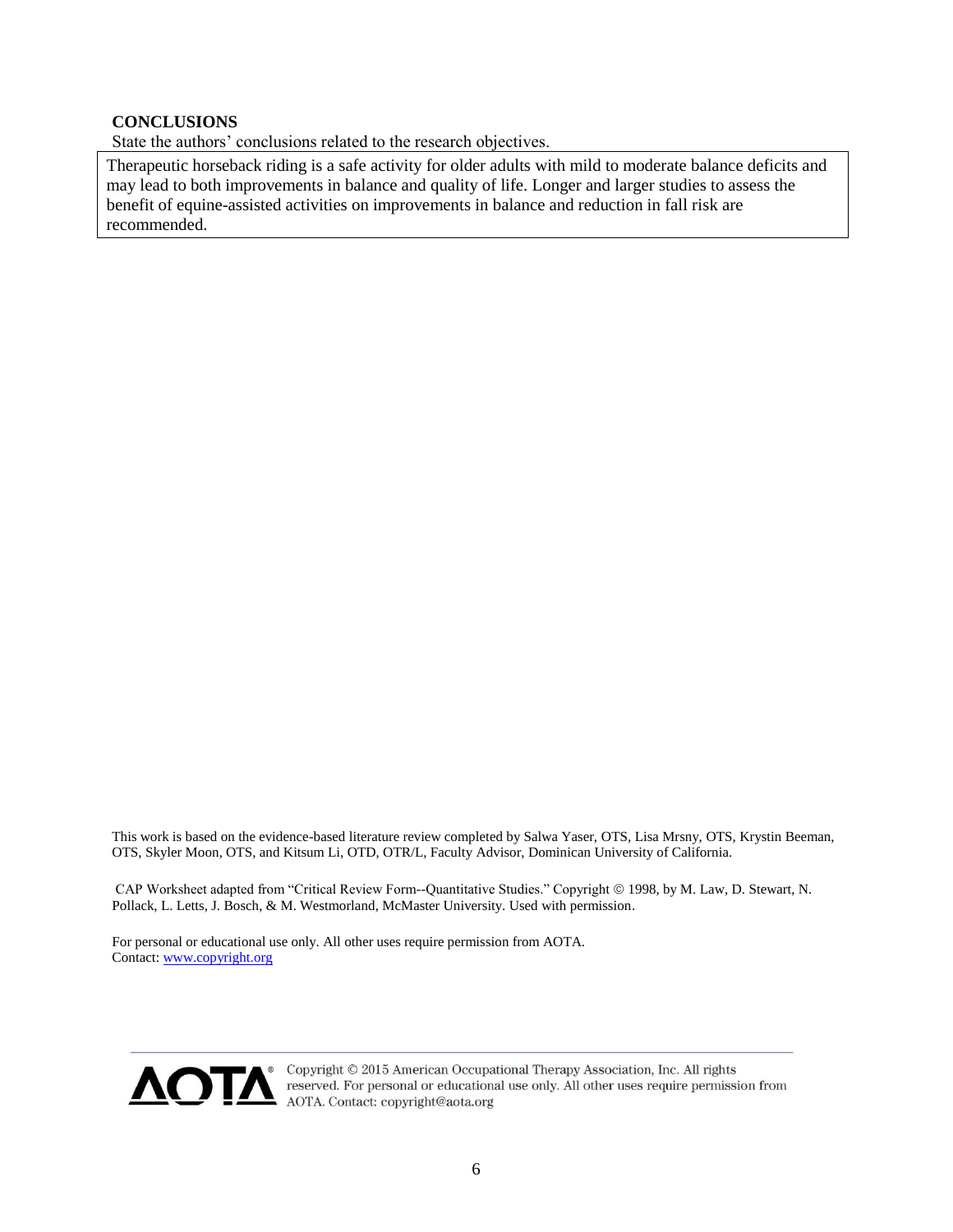**CONCLUSIONS**

State the authors' conclusions related to the research objectives.

| |
|---|
| Therapeutic horseback riding is a safe activity for older adults with mild to moderate balance deficits and may lead to both improvements in balance and quality of life. Longer and larger studies to assess the benefit of equine-assisted activities on improvements in balance and reduction in fall risk are recommended. |

This work is based on the evidence-based literature review completed by Salwa Yaser, OTS, Lisa Mrsny, OTS, Krystin Beeman, OTS, Skyler Moon, OTS, and Kitsum Li, OTD, OTR/L, Faculty Advisor, Dominican University of California.

CAP Worksheet adapted from "Critical Review Form--Quantitative Studies." Copyright © 1998, by M. Law, D. Stewart, N. Pollack, L. Letts, J. Bosch, & M. Westmorland, McMaster University. Used with permission.

For personal or educational use only. All other uses require permission from AOTA.
Contact: www.copyright.org

AOTA® Copyright © 2015 American Occupational Therapy Association, Inc. All rights reserved. For personal or educational use only. All other uses require permission from AOTA. Contact: copyright@aota.org